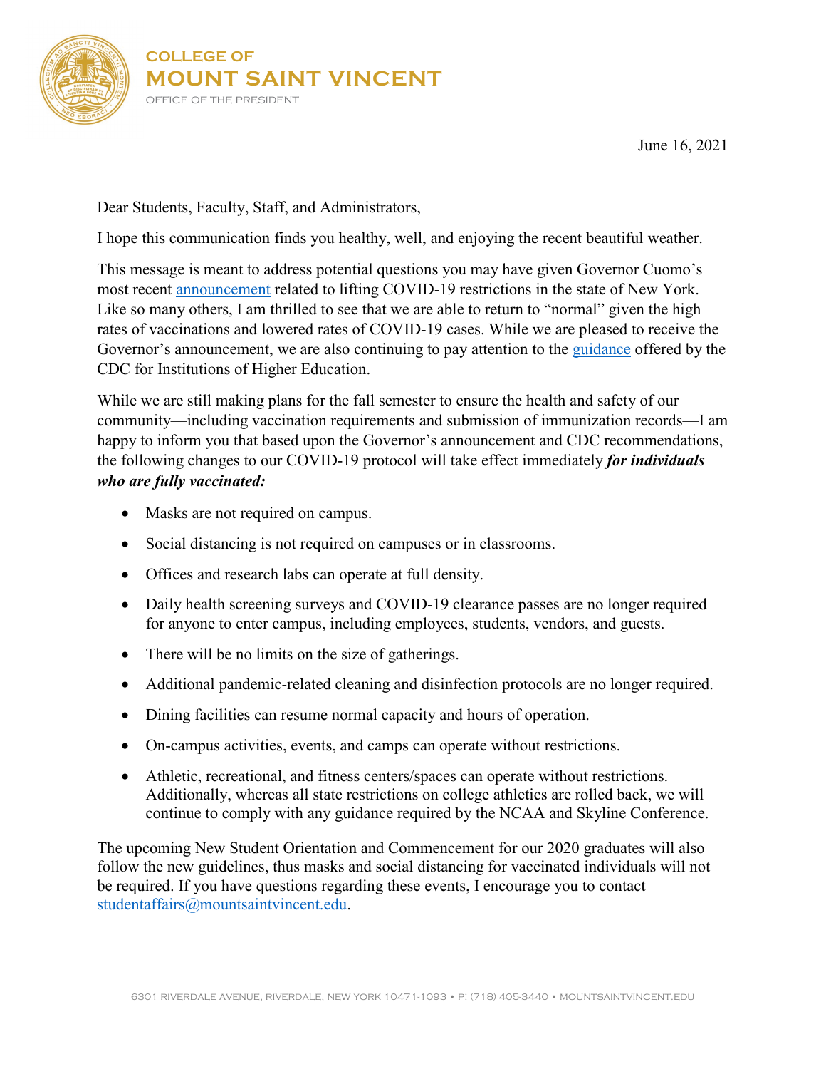COLLEGE OF
# MOUNT SAINT VINCENT
OFFICE OF THE PRESIDENT

June 16, 2021

Dear Students, Faculty, Staff, and Administrators,

I hope this communication finds you healthy, well, and enjoying the recent beautiful weather.

This message is meant to address potential questions you may have given Governor Cuomo's most recent announcement related to lifting COVID-19 restrictions in the state of New York. Like so many others, I am thrilled to see that we are able to return to "normal" given the high rates of vaccinations and lowered rates of COVID-19 cases. While we are pleased to receive the Governor's announcement, we are also continuing to pay attention to the guidance offered by the CDC for Institutions of Higher Education.

While we are still making plans for the fall semester to ensure the health and safety of our community—including vaccination requirements and submission of immunization records—I am happy to inform you that based upon the Governor's announcement and CDC recommendations, the following changes to our COVID-19 protocol will take effect immediately ***for individuals who are fully vaccinated:***

- Masks are not required on campus.
- Social distancing is not required on campuses or in classrooms.
- Offices and research labs can operate at full density.
- Daily health screening surveys and COVID-19 clearance passes are no longer required for anyone to enter campus, including employees, students, vendors, and guests.
- There will be no limits on the size of gatherings.
- Additional pandemic-related cleaning and disinfection protocols are no longer required.
- Dining facilities can resume normal capacity and hours of operation.
- On-campus activities, events, and camps can operate without restrictions.
- Athletic, recreational, and fitness centers/spaces can operate without restrictions. Additionally, whereas all state restrictions on college athletics are rolled back, we will continue to comply with any guidance required by the NCAA and Skyline Conference.

The upcoming New Student Orientation and Commencement for our 2020 graduates will also follow the new guidelines, thus masks and social distancing for vaccinated individuals will not be required. If you have questions regarding these events, I encourage you to contact studentaffairs@mountsaintvincent.edu.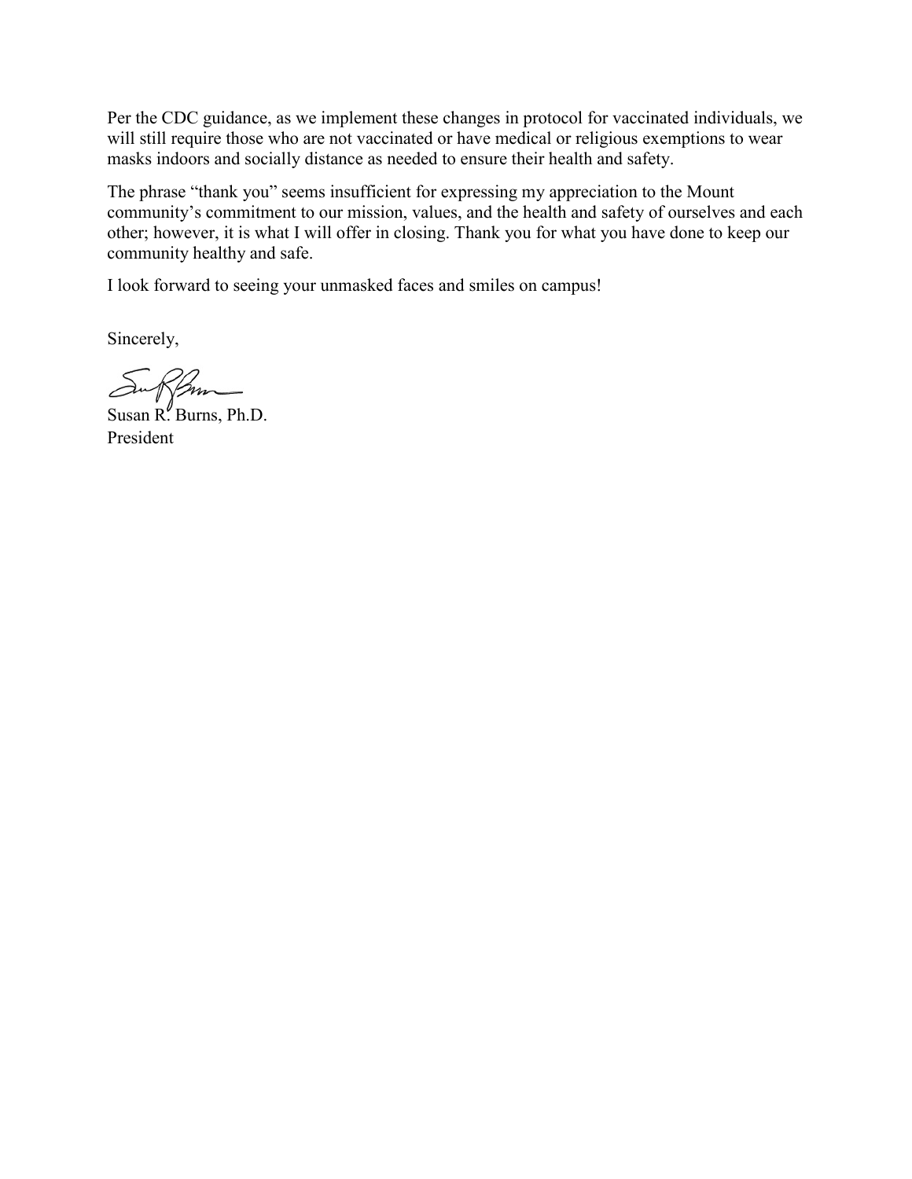Per the CDC guidance, as we implement these changes in protocol for vaccinated individuals, we will still require those who are not vaccinated or have medical or religious exemptions to wear masks indoors and socially distance as needed to ensure their health and safety.

The phrase "thank you" seems insufficient for expressing my appreciation to the Mount community's commitment to our mission, values, and the health and safety of ourselves and each other; however, it is what I will offer in closing. Thank you for what you have done to keep our community healthy and safe.

I look forward to seeing your unmasked faces and smiles on campus!

Sincerely,

Susan R. Burns, Ph.D.
President